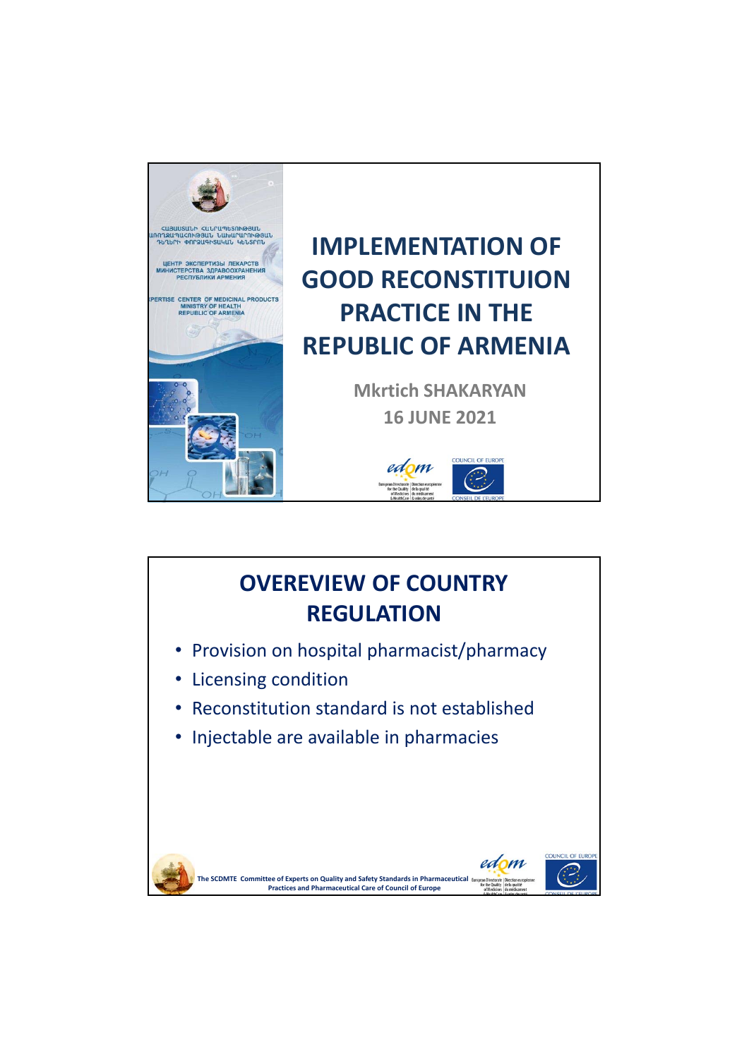ՀԱՅԱՍՏԱՆԻ ՀԱՆՐԱՊԵՏՈՒԹՅԱՆ ԱՌՈՂՋԱՊԱՀՈՒԹՅԱՆ ՆԱԽԱՐԱՐՈՒԹՅԱՆ ԴԵՂԵՐԻ ՓՈՐՁԱԳԻՏԱԿԱՆ ԿԵՆՏՐՈՆ

ЦЕНТР ЭКСПЕРТИЗЫ ЛЕКАРСТВ МИНИСТЕРСТВА ЗДРАВООХРАНЕНИЯ РЕСПУБЛИКИ АРМЕНИЯ

EXPERTISE CENTER OF MEDICINAL PRODUCTS MINISTRY OF HEALTH REPUBLIC OF ARMENIA

# IMPLEMENTATION OF GOOD RECONSTITUION PRACTICE IN THE REPUBLIC OF ARMENIA

**Mkrtich SHAKARYAN**

**16 JUNE 2021**

## OVEREVIEW OF COUNTRY REGULATION

- Provision on hospital pharmacist/pharmacy
- Licensing condition
- Reconstitution standard is not established
- Injectable are available in pharmacies

The SCDMTE Committee of Experts on Quality and Safety Standards in Pharmaceutical Practices and Pharmaceutical Care of Council of Europe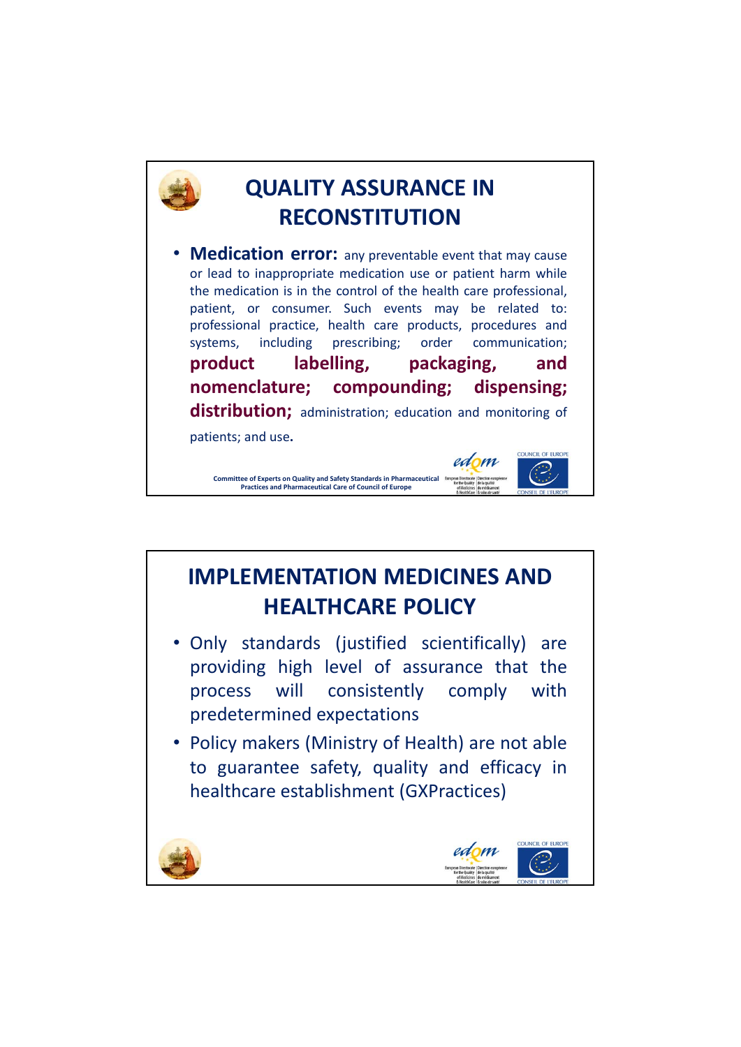## QUALITY ASSURANCE IN RECONSTITUTION

- **Medication error:** any preventable event that may cause or lead to inappropriate medication use or patient harm while the medication is in the control of the health care professional, patient, or consumer. Such events may be related to: professional practice, health care products, procedures and systems, including prescribing; order communication; **product labelling, packaging, and nomenclature; compounding; dispensing; distribution;** administration; education and monitoring of patients; and use**.**

Committee of Experts on Quality and Safety Standards in Pharmaceutical Practices and Pharmaceutical Care of Council of Europe

## IMPLEMENTATION MEDICINES AND HEALTHCARE POLICY

- Only standards (justified scientifically) are providing high level of assurance that the process will consistently comply with predetermined expectations
- Policy makers (Ministry of Health) are not able to guarantee safety, quality and efficacy in healthcare establishment (GXPractices)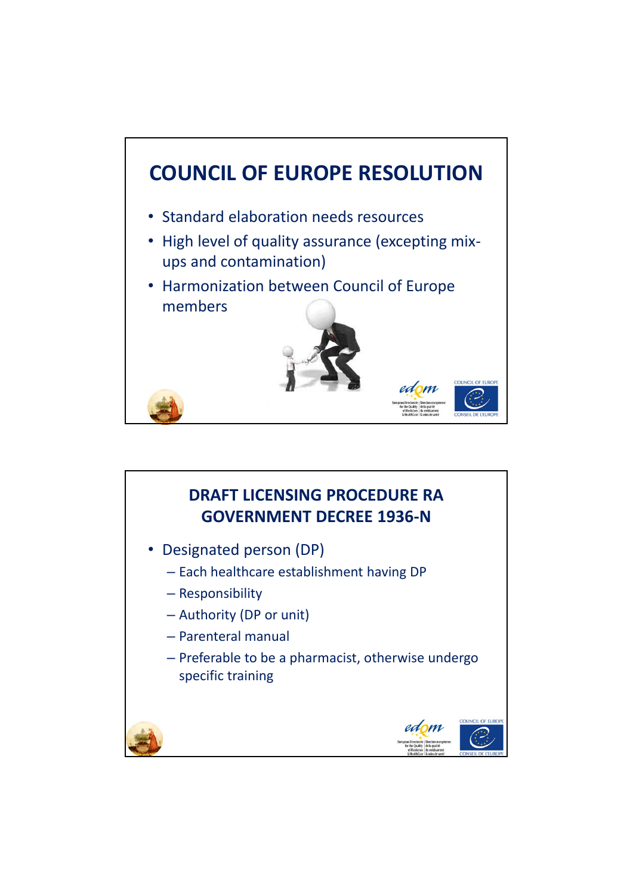## COUNCIL OF EUROPE RESOLUTION

- Standard elaboration needs resources
- High level of quality assurance (excepting mix-ups and contamination)
- Harmonization between Council of Europe members

## DRAFT LICENSING PROCEDURE RA GOVERNMENT DECREE 1936-N

- Designated person (DP)
  - Each healthcare establishment having DP
  - Responsibility
  - Authority (DP or unit)
  - Parenteral manual
  - Preferable to be a pharmacist, otherwise undergo specific training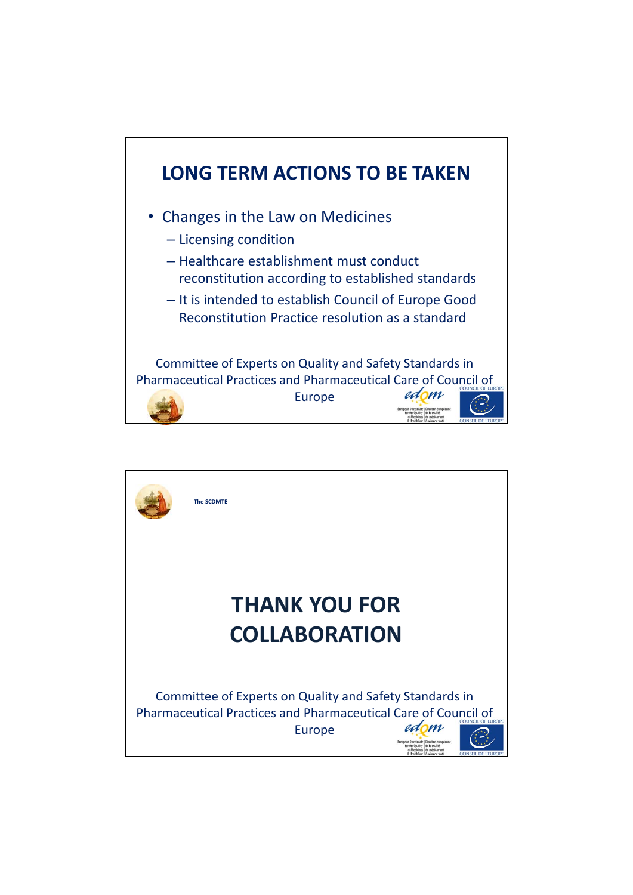## LONG TERM ACTIONS TO BE TAKEN

- Changes in the Law on Medicines
  - Licensing condition
  - Healthcare establishment must conduct reconstitution according to established standards
  - It is intended to establish Council of Europe Good Reconstitution Practice resolution as a standard

Committee of Experts on Quality and Safety Standards in Pharmaceutical Practices and Pharmaceutical Care of Council of Europe

The SCDMTE

## THANK YOU FOR COLLABORATION

Committee of Experts on Quality and Safety Standards in Pharmaceutical Practices and Pharmaceutical Care of Council of Europe